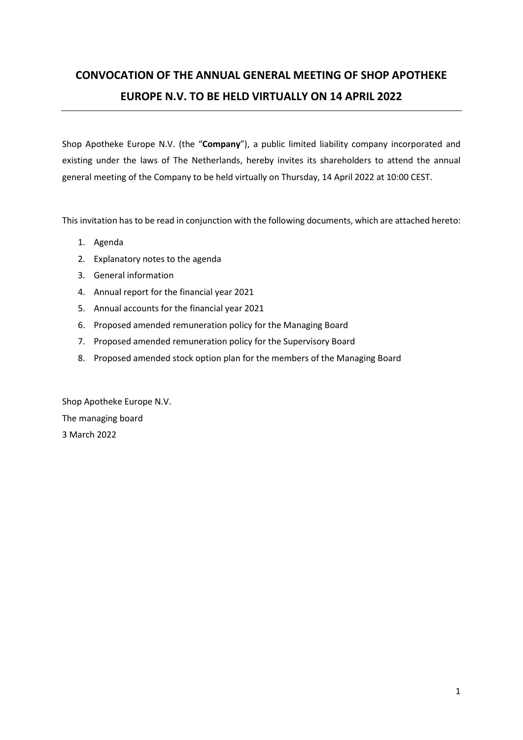# CONVOCATION OF THE ANNUAL GENERAL MEETING OF SHOP APOTHEKE EUROPE N.V. TO BE HELD VIRTUALLY ON 14 APRIL 2022

Shop Apotheke Europe N.V. (the "**Company**"), a public limited liability company incorporated and existing under the laws of The Netherlands, hereby invites its shareholders to attend the annual general meeting of the Company to be held virtually on Thursday, 14 April 2022 at 10:00 CEST.

This invitation has to be read in conjunction with the following documents, which are attached hereto:

1. Agenda
2. Explanatory notes to the agenda
3. General information
4. Annual report for the financial year 2021
5. Annual accounts for the financial year 2021
6. Proposed amended remuneration policy for the Managing Board
7. Proposed amended remuneration policy for the Supervisory Board
8. Proposed amended stock option plan for the members of the Managing Board

Shop Apotheke Europe N.V.
The managing board
3 March 2022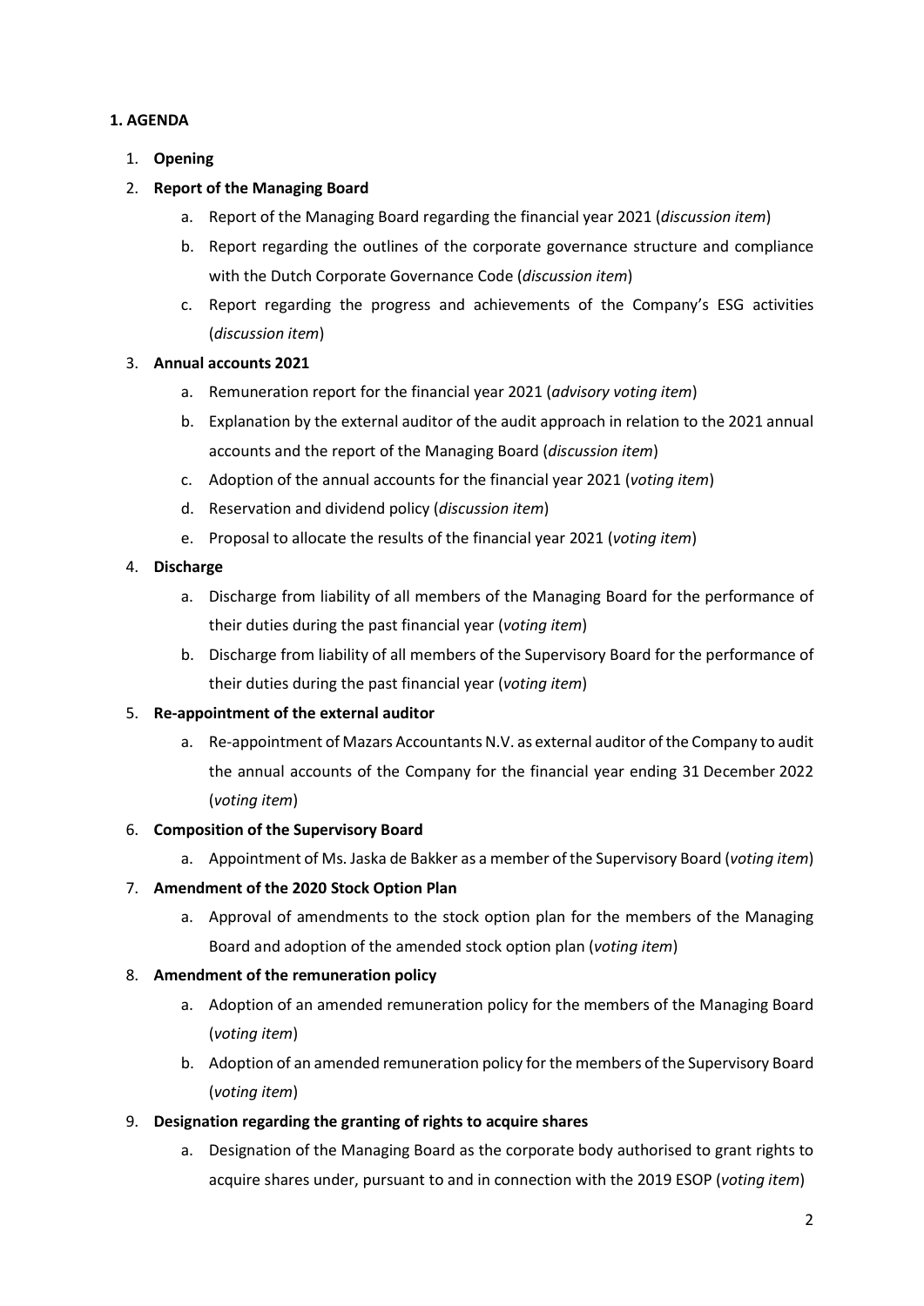## 1. AGENDA

1. **Opening**
2. **Report of the Managing Board**
   a. Report of the Managing Board regarding the financial year 2021 (*discussion item*)
   b. Report regarding the outlines of the corporate governance structure and compliance with the Dutch Corporate Governance Code (*discussion item*)
   c. Report regarding the progress and achievements of the Company's ESG activities (*discussion item*)
3. **Annual accounts 2021**
   a. Remuneration report for the financial year 2021 (*advisory voting item*)
   b. Explanation by the external auditor of the audit approach in relation to the 2021 annual accounts and the report of the Managing Board (*discussion item*)
   c. Adoption of the annual accounts for the financial year 2021 (*voting item*)
   d. Reservation and dividend policy (*discussion item*)
   e. Proposal to allocate the results of the financial year 2021 (*voting item*)
4. **Discharge**
   a. Discharge from liability of all members of the Managing Board for the performance of their duties during the past financial year (*voting item*)
   b. Discharge from liability of all members of the Supervisory Board for the performance of their duties during the past financial year (*voting item*)
5. **Re-appointment of the external auditor**
   a. Re-appointment of Mazars Accountants N.V. as external auditor of the Company to audit the annual accounts of the Company for the financial year ending 31 December 2022 (*voting item*)
6. **Composition of the Supervisory Board**
   a. Appointment of Ms. Jaska de Bakker as a member of the Supervisory Board (*voting item*)
7. **Amendment of the 2020 Stock Option Plan**
   a. Approval of amendments to the stock option plan for the members of the Managing Board and adoption of the amended stock option plan (*voting item*)
8. **Amendment of the remuneration policy**
   a. Adoption of an amended remuneration policy for the members of the Managing Board (*voting item*)
   b. Adoption of an amended remuneration policy for the members of the Supervisory Board (*voting item*)
9. **Designation regarding the granting of rights to acquire shares**
   a. Designation of the Managing Board as the corporate body authorised to grant rights to acquire shares under, pursuant to and in connection with the 2019 ESOP (*voting item*)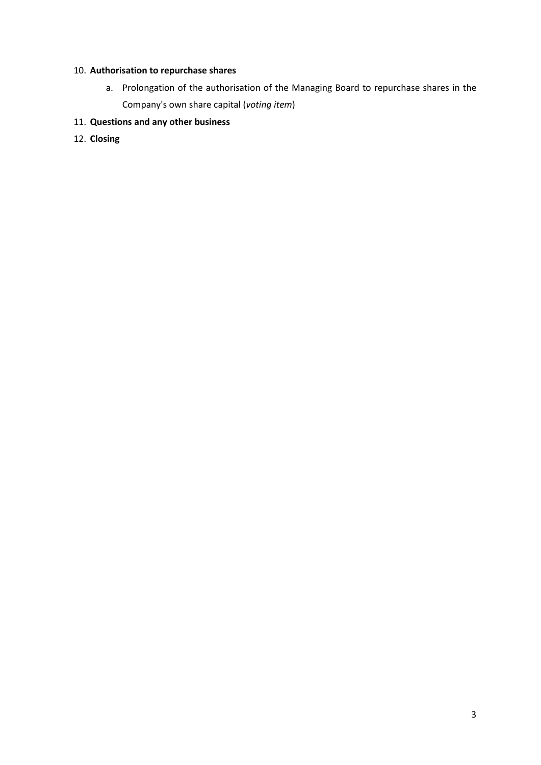10. **Authorisation to repurchase shares**
    a. Prolongation of the authorisation of the Managing Board to repurchase shares in the Company's own share capital (*voting item*)
11. **Questions and any other business**
12. **Closing**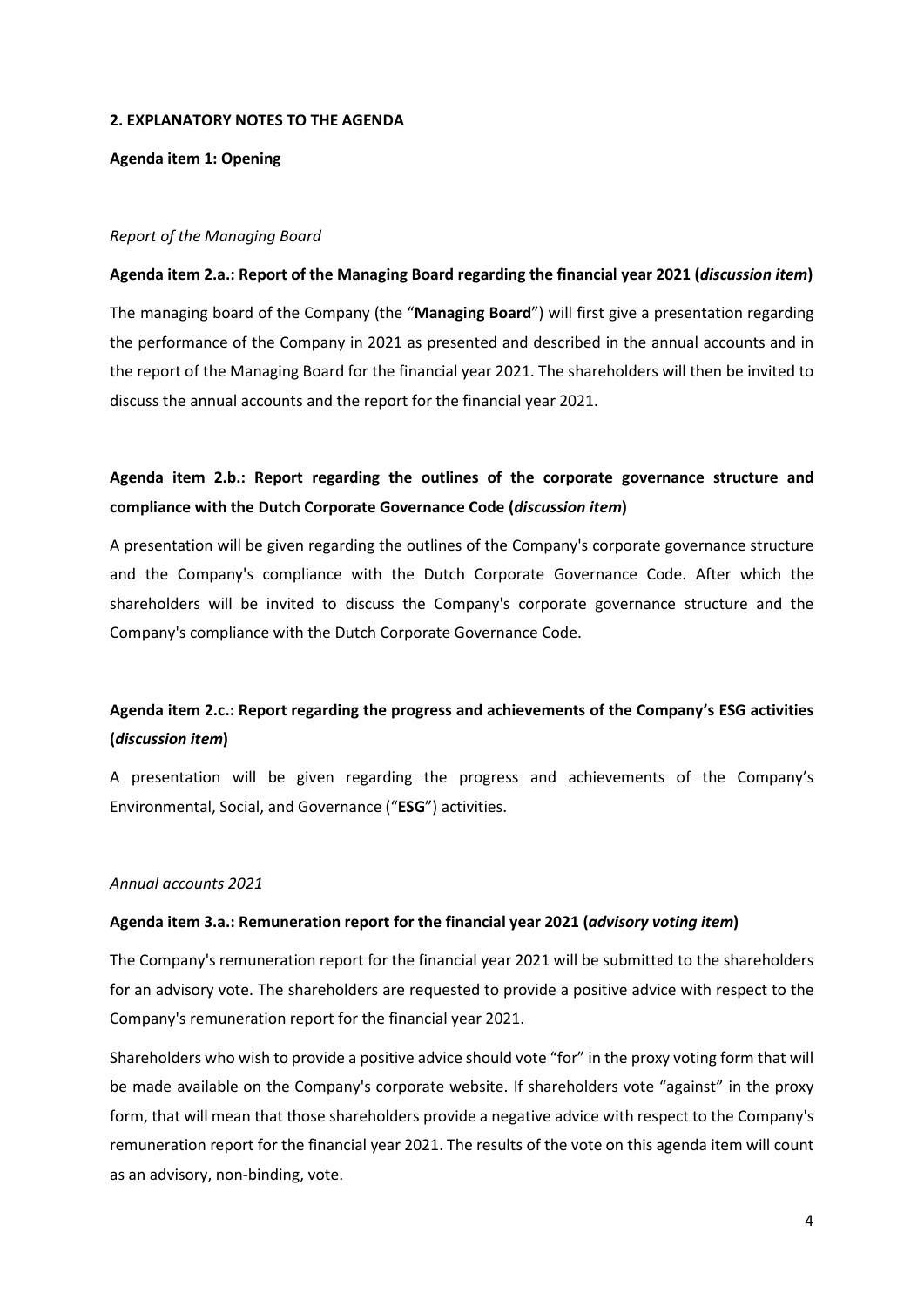## 2. EXPLANATORY NOTES TO THE AGENDA

### Agenda item 1: Opening

*Report of the Managing Board*

### Agenda item 2.a.: Report of the Managing Board regarding the financial year 2021 (*discussion item*)

The managing board of the Company (the "**Managing Board**") will first give a presentation regarding the performance of the Company in 2021 as presented and described in the annual accounts and in the report of the Managing Board for the financial year 2021. The shareholders will then be invited to discuss the annual accounts and the report for the financial year 2021.

### Agenda item 2.b.: Report regarding the outlines of the corporate governance structure and compliance with the Dutch Corporate Governance Code (*discussion item*)

A presentation will be given regarding the outlines of the Company's corporate governance structure and the Company's compliance with the Dutch Corporate Governance Code. After which the shareholders will be invited to discuss the Company's corporate governance structure and the Company's compliance with the Dutch Corporate Governance Code.

### Agenda item 2.c.: Report regarding the progress and achievements of the Company's ESG activities (*discussion item*)

A presentation will be given regarding the progress and achievements of the Company's Environmental, Social, and Governance ("**ESG**") activities.

*Annual accounts 2021*

### Agenda item 3.a.: Remuneration report for the financial year 2021 (*advisory voting item*)

The Company's remuneration report for the financial year 2021 will be submitted to the shareholders for an advisory vote. The shareholders are requested to provide a positive advice with respect to the Company's remuneration report for the financial year 2021.

Shareholders who wish to provide a positive advice should vote "for" in the proxy voting form that will be made available on the Company's corporate website. If shareholders vote "against" in the proxy form, that will mean that those shareholders provide a negative advice with respect to the Company's remuneration report for the financial year 2021. The results of the vote on this agenda item will count as an advisory, non-binding, vote.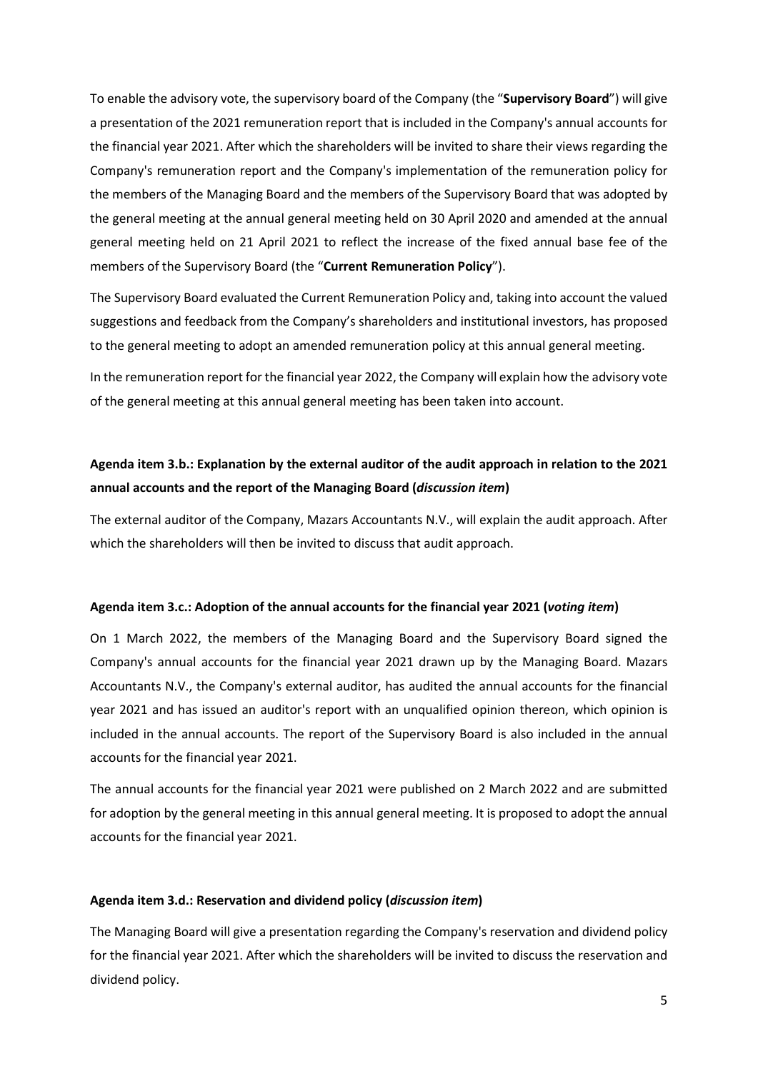To enable the advisory vote, the supervisory board of the Company (the "**Supervisory Board**") will give a presentation of the 2021 remuneration report that is included in the Company's annual accounts for the financial year 2021. After which the shareholders will be invited to share their views regarding the Company's remuneration report and the Company's implementation of the remuneration policy for the members of the Managing Board and the members of the Supervisory Board that was adopted by the general meeting at the annual general meeting held on 30 April 2020 and amended at the annual general meeting held on 21 April 2021 to reflect the increase of the fixed annual base fee of the members of the Supervisory Board (the "**Current Remuneration Policy**").

The Supervisory Board evaluated the Current Remuneration Policy and, taking into account the valued suggestions and feedback from the Company's shareholders and institutional investors, has proposed to the general meeting to adopt an amended remuneration policy at this annual general meeting.

In the remuneration report for the financial year 2022, the Company will explain how the advisory vote of the general meeting at this annual general meeting has been taken into account.

**Agenda item 3.b.: Explanation by the external auditor of the audit approach in relation to the 2021 annual accounts and the report of the Managing Board (*discussion item*)**

The external auditor of the Company, Mazars Accountants N.V., will explain the audit approach. After which the shareholders will then be invited to discuss that audit approach.

**Agenda item 3.c.: Adoption of the annual accounts for the financial year 2021 (*voting item*)**

On 1 March 2022, the members of the Managing Board and the Supervisory Board signed the Company's annual accounts for the financial year 2021 drawn up by the Managing Board. Mazars Accountants N.V., the Company's external auditor, has audited the annual accounts for the financial year 2021 and has issued an auditor's report with an unqualified opinion thereon, which opinion is included in the annual accounts. The report of the Supervisory Board is also included in the annual accounts for the financial year 2021.

The annual accounts for the financial year 2021 were published on 2 March 2022 and are submitted for adoption by the general meeting in this annual general meeting. It is proposed to adopt the annual accounts for the financial year 2021.

**Agenda item 3.d.: Reservation and dividend policy (*discussion item*)**

The Managing Board will give a presentation regarding the Company's reservation and dividend policy for the financial year 2021. After which the shareholders will be invited to discuss the reservation and dividend policy.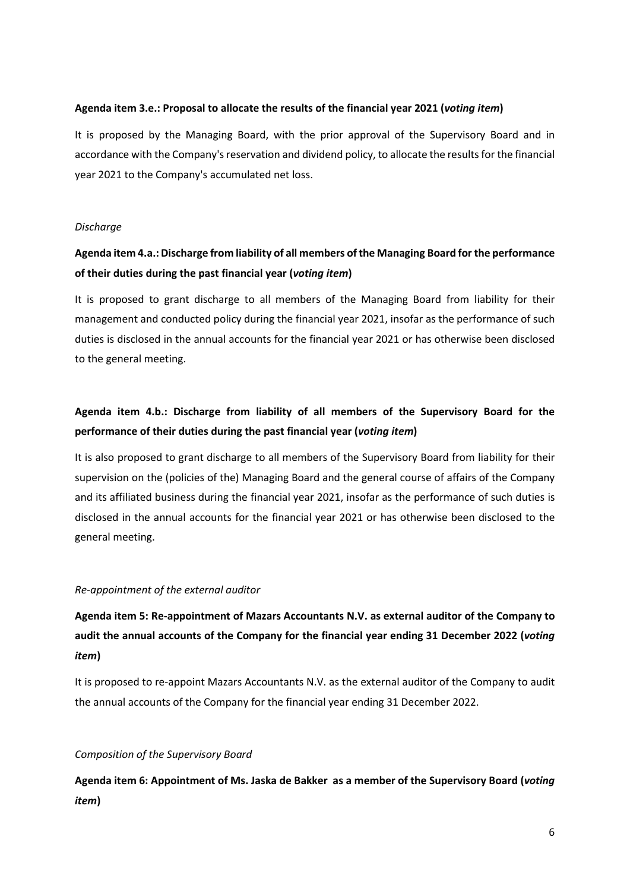**Agenda item 3.e.: Proposal to allocate the results of the financial year 2021 (*voting item*)**

It is proposed by the Managing Board, with the prior approval of the Supervisory Board and in accordance with the Company's reservation and dividend policy, to allocate the results for the financial year 2021 to the Company's accumulated net loss.

*Discharge*

**Agenda item 4.a.: Discharge from liability of all members of the Managing Board for the performance of their duties during the past financial year (*voting item*)**

It is proposed to grant discharge to all members of the Managing Board from liability for their management and conducted policy during the financial year 2021, insofar as the performance of such duties is disclosed in the annual accounts for the financial year 2021 or has otherwise been disclosed to the general meeting.

**Agenda item 4.b.: Discharge from liability of all members of the Supervisory Board for the performance of their duties during the past financial year (*voting item*)**

It is also proposed to grant discharge to all members of the Supervisory Board from liability for their supervision on the (policies of the) Managing Board and the general course of affairs of the Company and its affiliated business during the financial year 2021, insofar as the performance of such duties is disclosed in the annual accounts for the financial year 2021 or has otherwise been disclosed to the general meeting.

*Re-appointment of the external auditor*

**Agenda item 5: Re-appointment of Mazars Accountants N.V. as external auditor of the Company to audit the annual accounts of the Company for the financial year ending 31 December 2022 (*voting item*)**

It is proposed to re-appoint Mazars Accountants N.V. as the external auditor of the Company to audit the annual accounts of the Company for the financial year ending 31 December 2022.

*Composition of the Supervisory Board*

**Agenda item 6: Appointment of Ms. Jaska de Bakker as a member of the Supervisory Board (*voting item*)**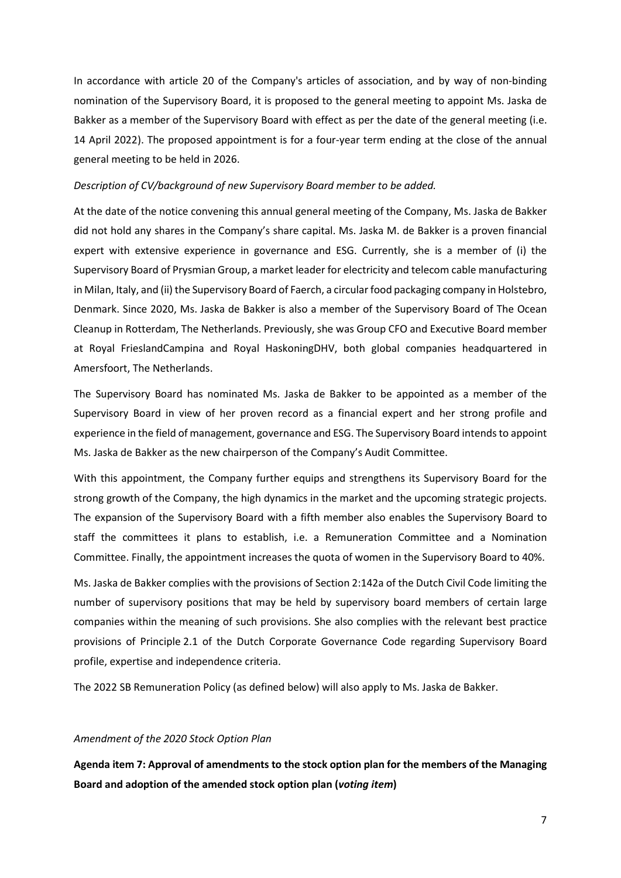In accordance with article 20 of the Company's articles of association, and by way of non-binding nomination of the Supervisory Board, it is proposed to the general meeting to appoint Ms. Jaska de Bakker as a member of the Supervisory Board with effect as per the date of the general meeting (i.e. 14 April 2022). The proposed appointment is for a four-year term ending at the close of the annual general meeting to be held in 2026.

*Description of CV/background of new Supervisory Board member to be added.*

At the date of the notice convening this annual general meeting of the Company, Ms. Jaska de Bakker did not hold any shares in the Company's share capital. Ms. Jaska M. de Bakker is a proven financial expert with extensive experience in governance and ESG. Currently, she is a member of (i) the Supervisory Board of Prysmian Group, a market leader for electricity and telecom cable manufacturing in Milan, Italy, and (ii) the Supervisory Board of Faerch, a circular food packaging company in Holstebro, Denmark. Since 2020, Ms. Jaska de Bakker is also a member of the Supervisory Board of The Ocean Cleanup in Rotterdam, The Netherlands. Previously, she was Group CFO and Executive Board member at Royal FrieslandCampina and Royal HaskoningDHV, both global companies headquartered in Amersfoort, The Netherlands.

The Supervisory Board has nominated Ms. Jaska de Bakker to be appointed as a member of the Supervisory Board in view of her proven record as a financial expert and her strong profile and experience in the field of management, governance and ESG. The Supervisory Board intends to appoint Ms. Jaska de Bakker as the new chairperson of the Company's Audit Committee.

With this appointment, the Company further equips and strengthens its Supervisory Board for the strong growth of the Company, the high dynamics in the market and the upcoming strategic projects. The expansion of the Supervisory Board with a fifth member also enables the Supervisory Board to staff the committees it plans to establish, i.e. a Remuneration Committee and a Nomination Committee. Finally, the appointment increases the quota of women in the Supervisory Board to 40%.

Ms. Jaska de Bakker complies with the provisions of Section 2:142a of the Dutch Civil Code limiting the number of supervisory positions that may be held by supervisory board members of certain large companies within the meaning of such provisions. She also complies with the relevant best practice provisions of Principle 2.1 of the Dutch Corporate Governance Code regarding Supervisory Board profile, expertise and independence criteria.

The 2022 SB Remuneration Policy (as defined below) will also apply to Ms. Jaska de Bakker.

*Amendment of the 2020 Stock Option Plan*

**Agenda item 7: Approval of amendments to the stock option plan for the members of the Managing Board and adoption of the amended stock option plan (*voting item*)**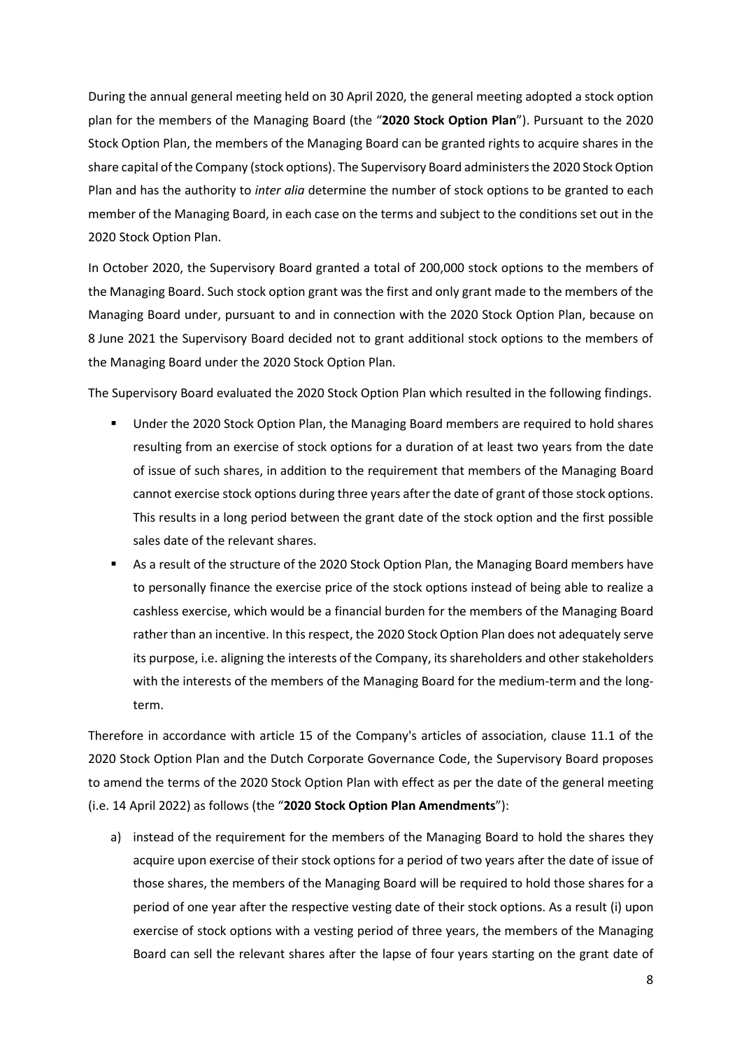During the annual general meeting held on 30 April 2020, the general meeting adopted a stock option plan for the members of the Managing Board (the "**2020 Stock Option Plan**"). Pursuant to the 2020 Stock Option Plan, the members of the Managing Board can be granted rights to acquire shares in the share capital of the Company (stock options). The Supervisory Board administers the 2020 Stock Option Plan and has the authority to *inter alia* determine the number of stock options to be granted to each member of the Managing Board, in each case on the terms and subject to the conditions set out in the 2020 Stock Option Plan.

In October 2020, the Supervisory Board granted a total of 200,000 stock options to the members of the Managing Board. Such stock option grant was the first and only grant made to the members of the Managing Board under, pursuant to and in connection with the 2020 Stock Option Plan, because on 8 June 2021 the Supervisory Board decided not to grant additional stock options to the members of the Managing Board under the 2020 Stock Option Plan.

The Supervisory Board evaluated the 2020 Stock Option Plan which resulted in the following findings.

- Under the 2020 Stock Option Plan, the Managing Board members are required to hold shares resulting from an exercise of stock options for a duration of at least two years from the date of issue of such shares, in addition to the requirement that members of the Managing Board cannot exercise stock options during three years after the date of grant of those stock options. This results in a long period between the grant date of the stock option and the first possible sales date of the relevant shares.
- As a result of the structure of the 2020 Stock Option Plan, the Managing Board members have to personally finance the exercise price of the stock options instead of being able to realize a cashless exercise, which would be a financial burden for the members of the Managing Board rather than an incentive. In this respect, the 2020 Stock Option Plan does not adequately serve its purpose, i.e. aligning the interests of the Company, its shareholders and other stakeholders with the interests of the members of the Managing Board for the medium-term and the long-term.

Therefore in accordance with article 15 of the Company's articles of association, clause 11.1 of the 2020 Stock Option Plan and the Dutch Corporate Governance Code, the Supervisory Board proposes to amend the terms of the 2020 Stock Option Plan with effect as per the date of the general meeting (i.e. 14 April 2022) as follows (the "**2020 Stock Option Plan Amendments**"):

a) instead of the requirement for the members of the Managing Board to hold the shares they acquire upon exercise of their stock options for a period of two years after the date of issue of those shares, the members of the Managing Board will be required to hold those shares for a period of one year after the respective vesting date of their stock options. As a result (i) upon exercise of stock options with a vesting period of three years, the members of the Managing Board can sell the relevant shares after the lapse of four years starting on the grant date of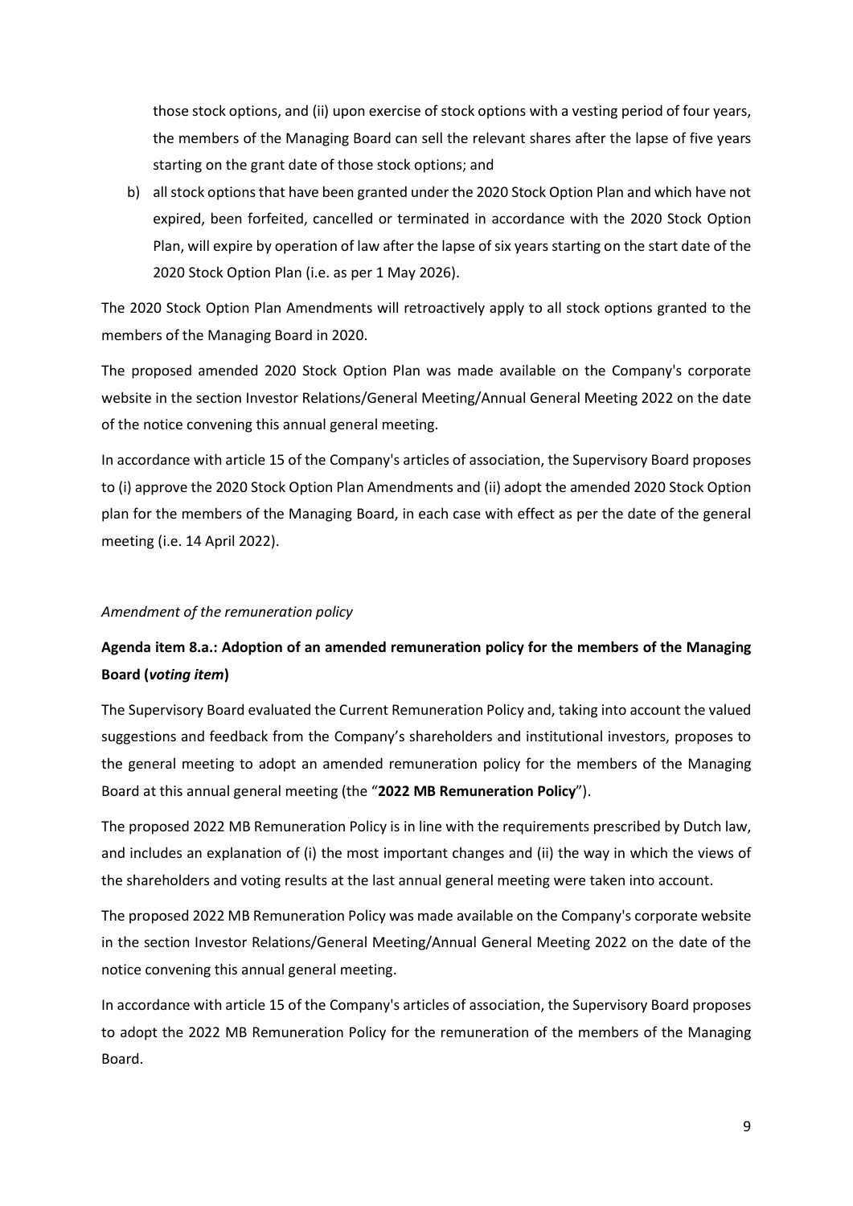those stock options, and (ii) upon exercise of stock options with a vesting period of four years, the members of the Managing Board can sell the relevant shares after the lapse of five years starting on the grant date of those stock options; and

b) all stock options that have been granted under the 2020 Stock Option Plan and which have not expired, been forfeited, cancelled or terminated in accordance with the 2020 Stock Option Plan, will expire by operation of law after the lapse of six years starting on the start date of the 2020 Stock Option Plan (i.e. as per 1 May 2026).

The 2020 Stock Option Plan Amendments will retroactively apply to all stock options granted to the members of the Managing Board in 2020.

The proposed amended 2020 Stock Option Plan was made available on the Company's corporate website in the section Investor Relations/General Meeting/Annual General Meeting 2022 on the date of the notice convening this annual general meeting.

In accordance with article 15 of the Company's articles of association, the Supervisory Board proposes to (i) approve the 2020 Stock Option Plan Amendments and (ii) adopt the amended 2020 Stock Option plan for the members of the Managing Board, in each case with effect as per the date of the general meeting (i.e. 14 April 2022).

*Amendment of the remuneration policy*

**Agenda item 8.a.: Adoption of an amended remuneration policy for the members of the Managing Board (*voting item*)**

The Supervisory Board evaluated the Current Remuneration Policy and, taking into account the valued suggestions and feedback from the Company's shareholders and institutional investors, proposes to the general meeting to adopt an amended remuneration policy for the members of the Managing Board at this annual general meeting (the "**2022 MB Remuneration Policy**").

The proposed 2022 MB Remuneration Policy is in line with the requirements prescribed by Dutch law, and includes an explanation of (i) the most important changes and (ii) the way in which the views of the shareholders and voting results at the last annual general meeting were taken into account.

The proposed 2022 MB Remuneration Policy was made available on the Company's corporate website in the section Investor Relations/General Meeting/Annual General Meeting 2022 on the date of the notice convening this annual general meeting.

In accordance with article 15 of the Company's articles of association, the Supervisory Board proposes to adopt the 2022 MB Remuneration Policy for the remuneration of the members of the Managing Board.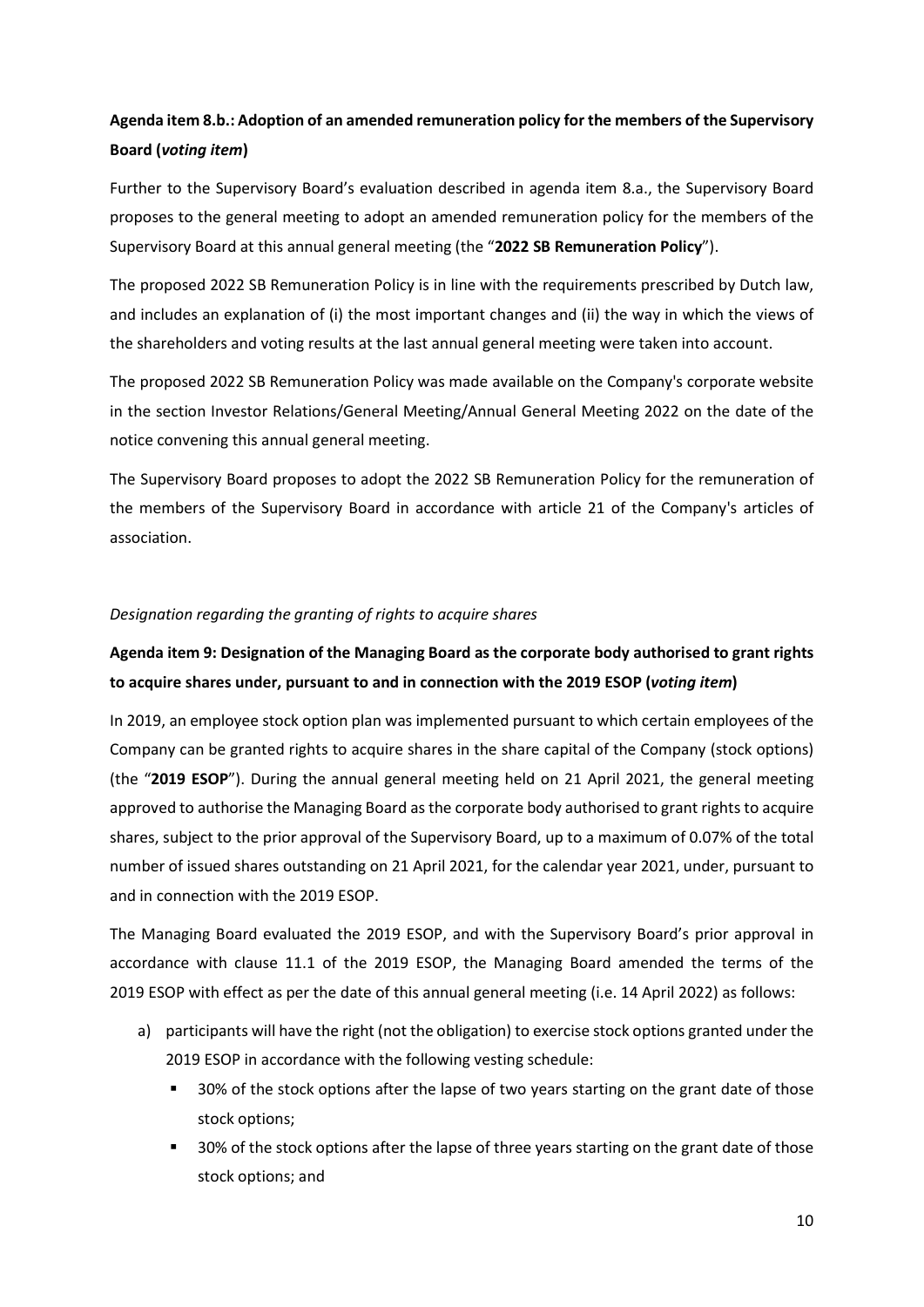**Agenda item 8.b.: Adoption of an amended remuneration policy for the members of the Supervisory Board (*voting item*)**

Further to the Supervisory Board's evaluation described in agenda item 8.a., the Supervisory Board proposes to the general meeting to adopt an amended remuneration policy for the members of the Supervisory Board at this annual general meeting (the "**2022 SB Remuneration Policy**").

The proposed 2022 SB Remuneration Policy is in line with the requirements prescribed by Dutch law, and includes an explanation of (i) the most important changes and (ii) the way in which the views of the shareholders and voting results at the last annual general meeting were taken into account.

The proposed 2022 SB Remuneration Policy was made available on the Company's corporate website in the section Investor Relations/General Meeting/Annual General Meeting 2022 on the date of the notice convening this annual general meeting.

The Supervisory Board proposes to adopt the 2022 SB Remuneration Policy for the remuneration of the members of the Supervisory Board in accordance with article 21 of the Company's articles of association.

*Designation regarding the granting of rights to acquire shares*

**Agenda item 9: Designation of the Managing Board as the corporate body authorised to grant rights to acquire shares under, pursuant to and in connection with the 2019 ESOP (*voting item*)**

In 2019, an employee stock option plan was implemented pursuant to which certain employees of the Company can be granted rights to acquire shares in the share capital of the Company (stock options) (the "**2019 ESOP**"). During the annual general meeting held on 21 April 2021, the general meeting approved to authorise the Managing Board as the corporate body authorised to grant rights to acquire shares, subject to the prior approval of the Supervisory Board, up to a maximum of 0.07% of the total number of issued shares outstanding on 21 April 2021, for the calendar year 2021, under, pursuant to and in connection with the 2019 ESOP.

The Managing Board evaluated the 2019 ESOP, and with the Supervisory Board's prior approval in accordance with clause 11.1 of the 2019 ESOP, the Managing Board amended the terms of the 2019 ESOP with effect as per the date of this annual general meeting (i.e. 14 April 2022) as follows:

a) participants will have the right (not the obligation) to exercise stock options granted under the 2019 ESOP in accordance with the following vesting schedule:
   - 30% of the stock options after the lapse of two years starting on the grant date of those stock options;
   - 30% of the stock options after the lapse of three years starting on the grant date of those stock options; and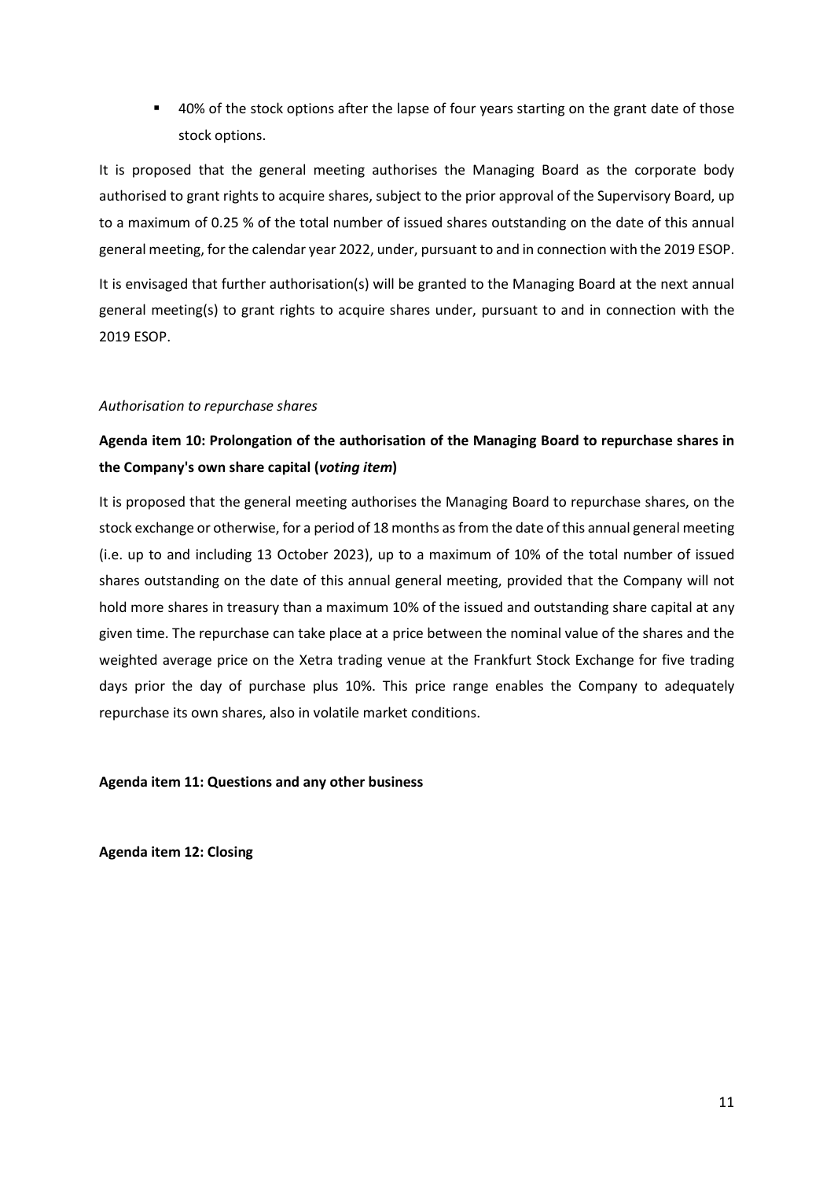- 40% of the stock options after the lapse of four years starting on the grant date of those stock options.

It is proposed that the general meeting authorises the Managing Board as the corporate body authorised to grant rights to acquire shares, subject to the prior approval of the Supervisory Board, up to a maximum of 0.25 % of the total number of issued shares outstanding on the date of this annual general meeting, for the calendar year 2022, under, pursuant to and in connection with the 2019 ESOP.

It is envisaged that further authorisation(s) will be granted to the Managing Board at the next annual general meeting(s) to grant rights to acquire shares under, pursuant to and in connection with the 2019 ESOP.

*Authorisation to repurchase shares*

**Agenda item 10: Prolongation of the authorisation of the Managing Board to repurchase shares in the Company's own share capital (*voting item*)**

It is proposed that the general meeting authorises the Managing Board to repurchase shares, on the stock exchange or otherwise, for a period of 18 months as from the date of this annual general meeting (i.e. up to and including 13 October 2023), up to a maximum of 10% of the total number of issued shares outstanding on the date of this annual general meeting, provided that the Company will not hold more shares in treasury than a maximum 10% of the issued and outstanding share capital at any given time. The repurchase can take place at a price between the nominal value of the shares and the weighted average price on the Xetra trading venue at the Frankfurt Stock Exchange for five trading days prior the day of purchase plus 10%. This price range enables the Company to adequately repurchase its own shares, also in volatile market conditions.

**Agenda item 11: Questions and any other business**

**Agenda item 12: Closing**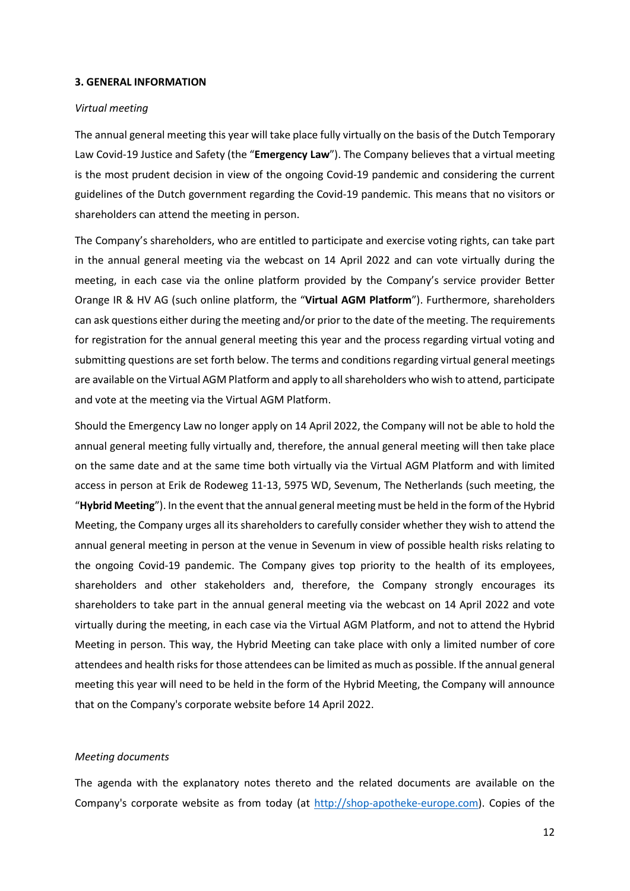## 3. GENERAL INFORMATION

*Virtual meeting*

The annual general meeting this year will take place fully virtually on the basis of the Dutch Temporary Law Covid-19 Justice and Safety (the "**Emergency Law**"). The Company believes that a virtual meeting is the most prudent decision in view of the ongoing Covid-19 pandemic and considering the current guidelines of the Dutch government regarding the Covid-19 pandemic. This means that no visitors or shareholders can attend the meeting in person.

The Company's shareholders, who are entitled to participate and exercise voting rights, can take part in the annual general meeting via the webcast on 14 April 2022 and can vote virtually during the meeting, in each case via the online platform provided by the Company's service provider Better Orange IR & HV AG (such online platform, the "**Virtual AGM Platform**"). Furthermore, shareholders can ask questions either during the meeting and/or prior to the date of the meeting. The requirements for registration for the annual general meeting this year and the process regarding virtual voting and submitting questions are set forth below. The terms and conditions regarding virtual general meetings are available on the Virtual AGM Platform and apply to all shareholders who wish to attend, participate and vote at the meeting via the Virtual AGM Platform.

Should the Emergency Law no longer apply on 14 April 2022, the Company will not be able to hold the annual general meeting fully virtually and, therefore, the annual general meeting will then take place on the same date and at the same time both virtually via the Virtual AGM Platform and with limited access in person at Erik de Rodeweg 11-13, 5975 WD, Sevenum, The Netherlands (such meeting, the "**Hybrid Meeting**"). In the event that the annual general meeting must be held in the form of the Hybrid Meeting, the Company urges all its shareholders to carefully consider whether they wish to attend the annual general meeting in person at the venue in Sevenum in view of possible health risks relating to the ongoing Covid-19 pandemic. The Company gives top priority to the health of its employees, shareholders and other stakeholders and, therefore, the Company strongly encourages its shareholders to take part in the annual general meeting via the webcast on 14 April 2022 and vote virtually during the meeting, in each case via the Virtual AGM Platform, and not to attend the Hybrid Meeting in person. This way, the Hybrid Meeting can take place with only a limited number of core attendees and health risks for those attendees can be limited as much as possible. If the annual general meeting this year will need to be held in the form of the Hybrid Meeting, the Company will announce that on the Company's corporate website before 14 April 2022.

*Meeting documents*

The agenda with the explanatory notes thereto and the related documents are available on the Company's corporate website as from today (at http://shop-apotheke-europe.com). Copies of the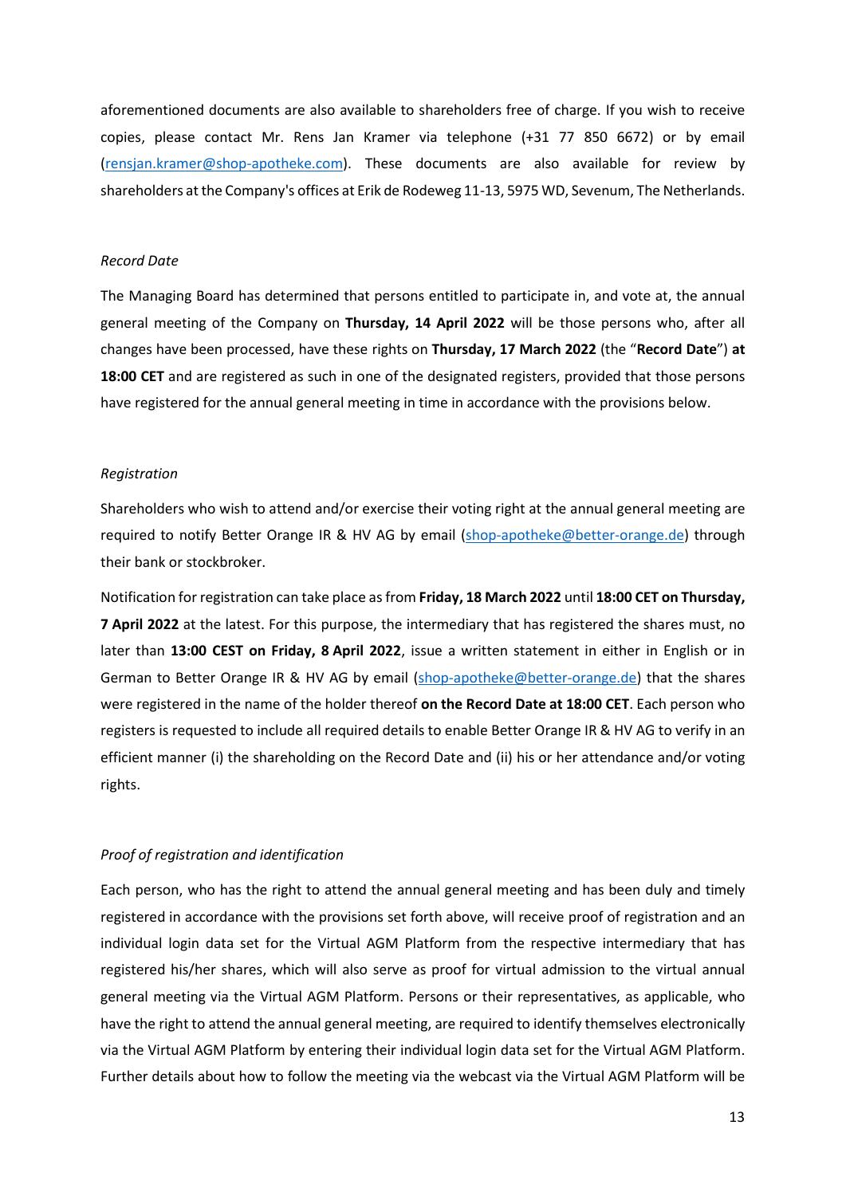aforementioned documents are also available to shareholders free of charge. If you wish to receive copies, please contact Mr. Rens Jan Kramer via telephone (+31 77 850 6672) or by email (rensjan.kramer@shop-apotheke.com). These documents are also available for review by shareholders at the Company's offices at Erik de Rodeweg 11-13, 5975 WD, Sevenum, The Netherlands.

*Record Date*

The Managing Board has determined that persons entitled to participate in, and vote at, the annual general meeting of the Company on **Thursday, 14 April 2022** will be those persons who, after all changes have been processed, have these rights on **Thursday, 17 March 2022** (the "**Record Date**") **at 18:00 CET** and are registered as such in one of the designated registers, provided that those persons have registered for the annual general meeting in time in accordance with the provisions below.

*Registration*

Shareholders who wish to attend and/or exercise their voting right at the annual general meeting are required to notify Better Orange IR & HV AG by email (shop-apotheke@better-orange.de) through their bank or stockbroker.

Notification for registration can take place as from **Friday, 18 March 2022** until **18:00 CET on Thursday, 7 April 2022** at the latest. For this purpose, the intermediary that has registered the shares must, no later than **13:00 CEST on Friday, 8 April 2022**, issue a written statement in either in English or in German to Better Orange IR & HV AG by email (shop-apotheke@better-orange.de) that the shares were registered in the name of the holder thereof **on the Record Date at 18:00 CET**. Each person who registers is requested to include all required details to enable Better Orange IR & HV AG to verify in an efficient manner (i) the shareholding on the Record Date and (ii) his or her attendance and/or voting rights.

*Proof of registration and identification*

Each person, who has the right to attend the annual general meeting and has been duly and timely registered in accordance with the provisions set forth above, will receive proof of registration and an individual login data set for the Virtual AGM Platform from the respective intermediary that has registered his/her shares, which will also serve as proof for virtual admission to the virtual annual general meeting via the Virtual AGM Platform. Persons or their representatives, as applicable, who have the right to attend the annual general meeting, are required to identify themselves electronically via the Virtual AGM Platform by entering their individual login data set for the Virtual AGM Platform. Further details about how to follow the meeting via the webcast via the Virtual AGM Platform will be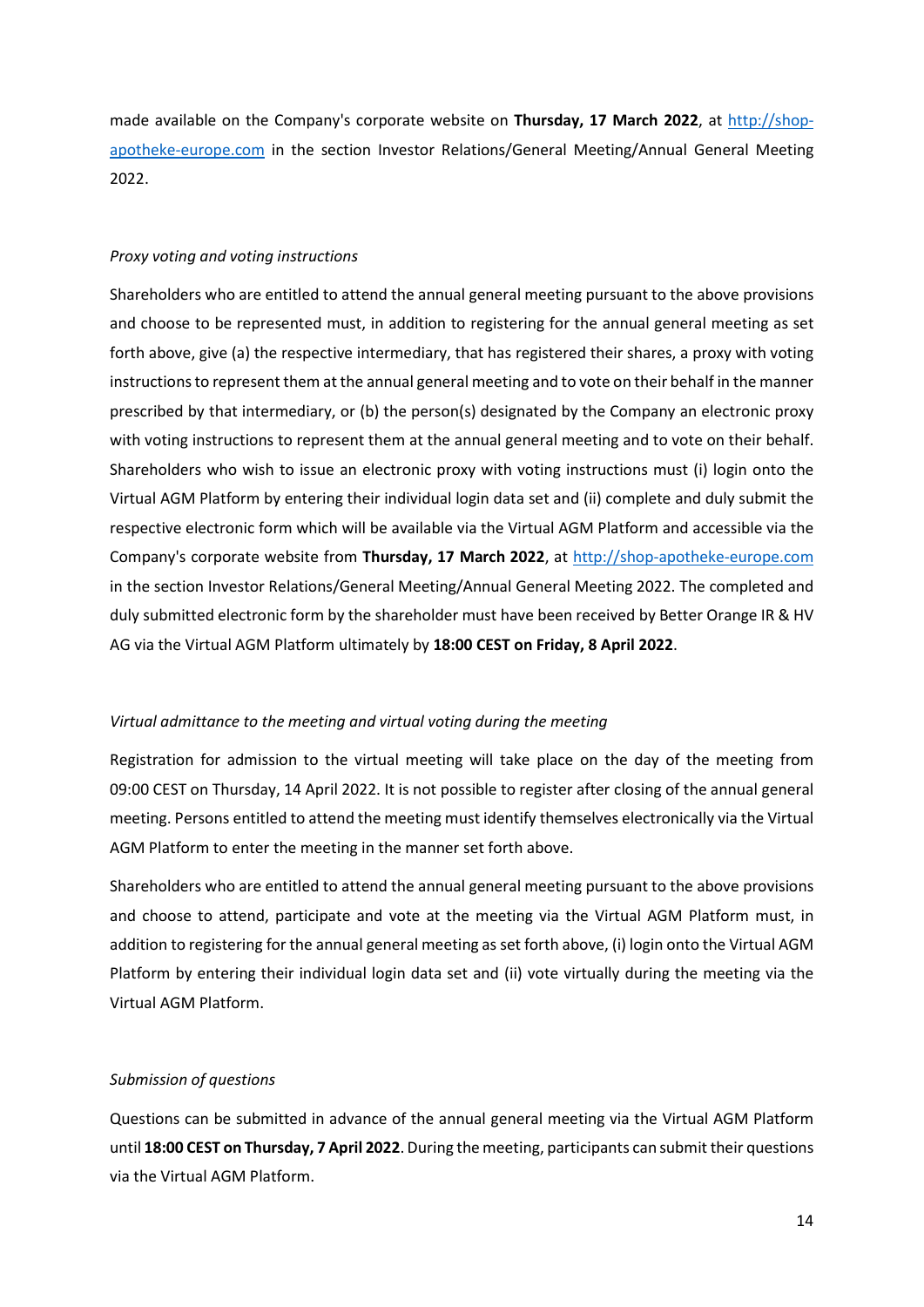made available on the Company's corporate website on **Thursday, 17 March 2022**, at [http://shop-apotheke-europe.com](http://shop-apotheke-europe.com) in the section Investor Relations/General Meeting/Annual General Meeting 2022.

*Proxy voting and voting instructions*

Shareholders who are entitled to attend the annual general meeting pursuant to the above provisions and choose to be represented must, in addition to registering for the annual general meeting as set forth above, give (a) the respective intermediary, that has registered their shares, a proxy with voting instructions to represent them at the annual general meeting and to vote on their behalf in the manner prescribed by that intermediary, or (b) the person(s) designated by the Company an electronic proxy with voting instructions to represent them at the annual general meeting and to vote on their behalf. Shareholders who wish to issue an electronic proxy with voting instructions must (i) login onto the Virtual AGM Platform by entering their individual login data set and (ii) complete and duly submit the respective electronic form which will be available via the Virtual AGM Platform and accessible via the Company's corporate website from **Thursday, 17 March 2022**, at [http://shop-apotheke-europe.com](http://shop-apotheke-europe.com) in the section Investor Relations/General Meeting/Annual General Meeting 2022. The completed and duly submitted electronic form by the shareholder must have been received by Better Orange IR & HV AG via the Virtual AGM Platform ultimately by **18:00 CEST on Friday, 8 April 2022**.

*Virtual admittance to the meeting and virtual voting during the meeting*

Registration for admission to the virtual meeting will take place on the day of the meeting from 09:00 CEST on Thursday, 14 April 2022. It is not possible to register after closing of the annual general meeting. Persons entitled to attend the meeting must identify themselves electronically via the Virtual AGM Platform to enter the meeting in the manner set forth above.

Shareholders who are entitled to attend the annual general meeting pursuant to the above provisions and choose to attend, participate and vote at the meeting via the Virtual AGM Platform must, in addition to registering for the annual general meeting as set forth above, (i) login onto the Virtual AGM Platform by entering their individual login data set and (ii) vote virtually during the meeting via the Virtual AGM Platform.

*Submission of questions*

Questions can be submitted in advance of the annual general meeting via the Virtual AGM Platform until **18:00 CEST on Thursday, 7 April 2022**. During the meeting, participants can submit their questions via the Virtual AGM Platform.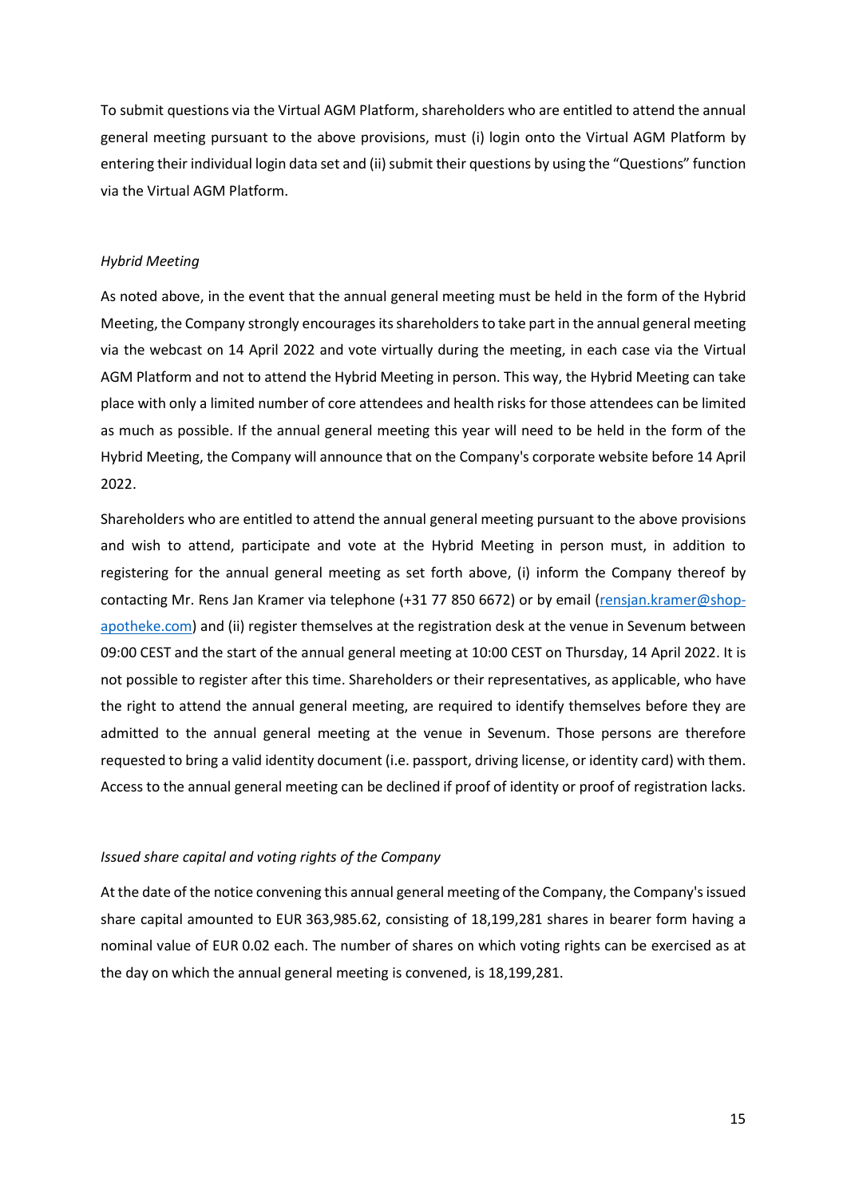To submit questions via the Virtual AGM Platform, shareholders who are entitled to attend the annual general meeting pursuant to the above provisions, must (i) login onto the Virtual AGM Platform by entering their individual login data set and (ii) submit their questions by using the "Questions" function via the Virtual AGM Platform.

*Hybrid Meeting*

As noted above, in the event that the annual general meeting must be held in the form of the Hybrid Meeting, the Company strongly encourages its shareholders to take part in the annual general meeting via the webcast on 14 April 2022 and vote virtually during the meeting, in each case via the Virtual AGM Platform and not to attend the Hybrid Meeting in person. This way, the Hybrid Meeting can take place with only a limited number of core attendees and health risks for those attendees can be limited as much as possible. If the annual general meeting this year will need to be held in the form of the Hybrid Meeting, the Company will announce that on the Company's corporate website before 14 April 2022.

Shareholders who are entitled to attend the annual general meeting pursuant to the above provisions and wish to attend, participate and vote at the Hybrid Meeting in person must, in addition to registering for the annual general meeting as set forth above, (i) inform the Company thereof by contacting Mr. Rens Jan Kramer via telephone (+31 77 850 6672) or by email (rensjan.kramer@shop-apotheke.com) and (ii) register themselves at the registration desk at the venue in Sevenum between 09:00 CEST and the start of the annual general meeting at 10:00 CEST on Thursday, 14 April 2022. It is not possible to register after this time. Shareholders or their representatives, as applicable, who have the right to attend the annual general meeting, are required to identify themselves before they are admitted to the annual general meeting at the venue in Sevenum. Those persons are therefore requested to bring a valid identity document (i.e. passport, driving license, or identity card) with them. Access to the annual general meeting can be declined if proof of identity or proof of registration lacks.

*Issued share capital and voting rights of the Company*

At the date of the notice convening this annual general meeting of the Company, the Company's issued share capital amounted to EUR 363,985.62, consisting of 18,199,281 shares in bearer form having a nominal value of EUR 0.02 each. The number of shares on which voting rights can be exercised as at the day on which the annual general meeting is convened, is 18,199,281.